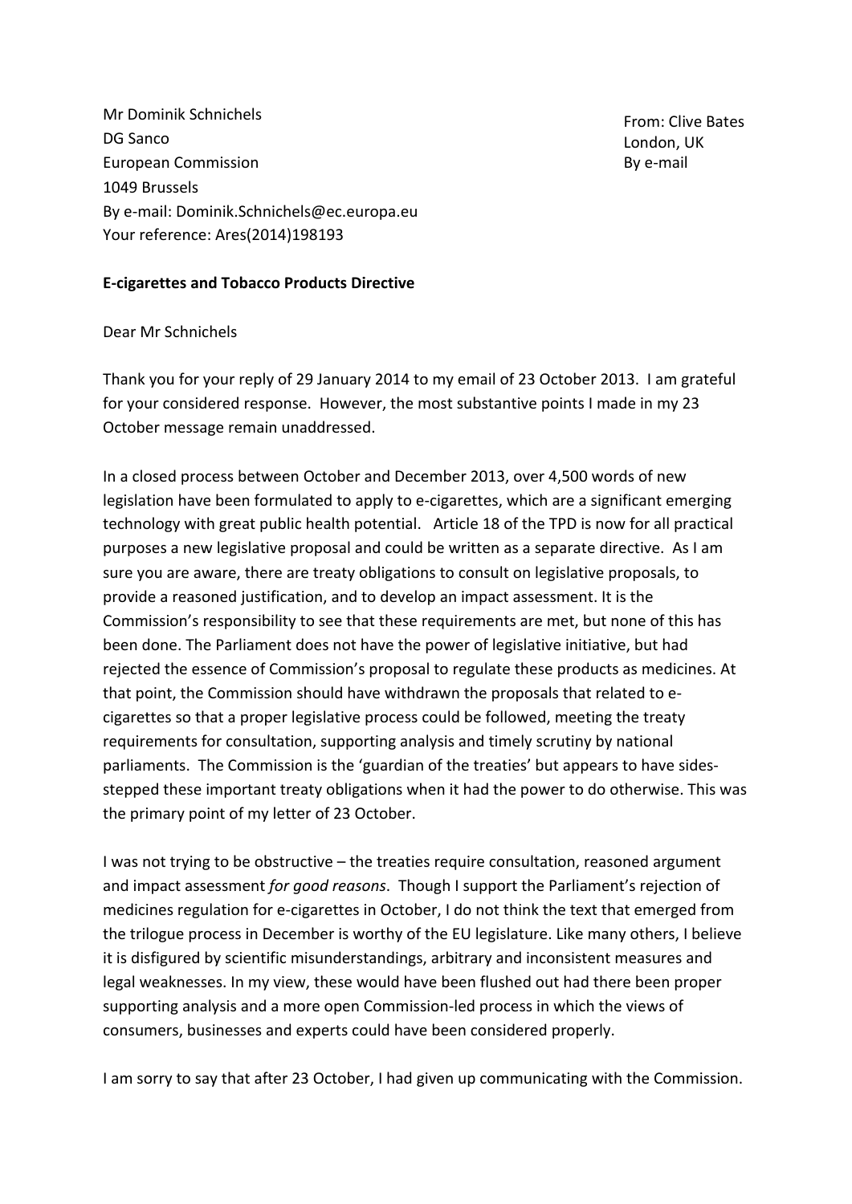From: Clive Bates
London, UK
By e-mail

Mr Dominik Schnichels
DG Sanco
European Commission
1049 Brussels
By e-mail: Dominik.Schnichels@ec.europa.eu
Your reference: Ares(2014)198193

**E-cigarettes and Tobacco Products Directive**

Dear Mr Schnichels

Thank you for your reply of 29 January 2014 to my email of 23 October 2013. I am grateful for your considered response. However, the most substantive points I made in my 23 October message remain unaddressed.

In a closed process between October and December 2013, over 4,500 words of new legislation have been formulated to apply to e-cigarettes, which are a significant emerging technology with great public health potential. Article 18 of the TPD is now for all practical purposes a new legislative proposal and could be written as a separate directive. As I am sure you are aware, there are treaty obligations to consult on legislative proposals, to provide a reasoned justification, and to develop an impact assessment. It is the Commission's responsibility to see that these requirements are met, but none of this has been done. The Parliament does not have the power of legislative initiative, but had rejected the essence of Commission's proposal to regulate these products as medicines. At that point, the Commission should have withdrawn the proposals that related to e-cigarettes so that a proper legislative process could be followed, meeting the treaty requirements for consultation, supporting analysis and timely scrutiny by national parliaments. The Commission is the 'guardian of the treaties' but appears to have sides-stepped these important treaty obligations when it had the power to do otherwise. This was the primary point of my letter of 23 October.

I was not trying to be obstructive – the treaties require consultation, reasoned argument and impact assessment *for good reasons*. Though I support the Parliament's rejection of medicines regulation for e-cigarettes in October, I do not think the text that emerged from the trilogue process in December is worthy of the EU legislature. Like many others, I believe it is disfigured by scientific misunderstandings, arbitrary and inconsistent measures and legal weaknesses. In my view, these would have been flushed out had there been proper supporting analysis and a more open Commission-led process in which the views of consumers, businesses and experts could have been considered properly.

I am sorry to say that after 23 October, I had given up communicating with the Commission.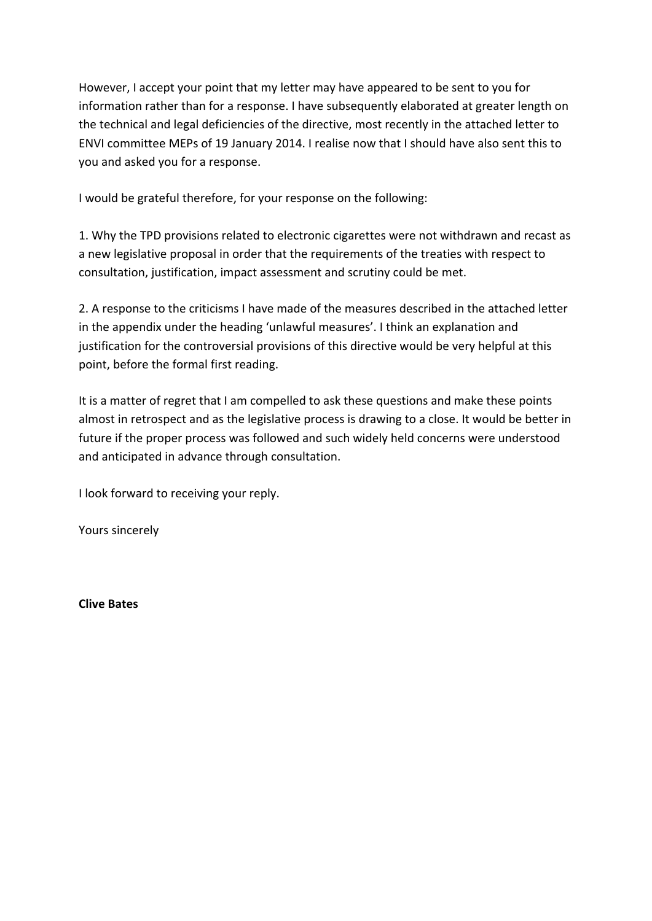However, I accept your point that my letter may have appeared to be sent to you for information rather than for a response. I have subsequently elaborated at greater length on the technical and legal deficiencies of the directive, most recently in the attached letter to ENVI committee MEPs of 19 January 2014. I realise now that I should have also sent this to you and asked you for a response.

I would be grateful therefore, for your response on the following:

1. Why the TPD provisions related to electronic cigarettes were not withdrawn and recast as a new legislative proposal in order that the requirements of the treaties with respect to consultation, justification, impact assessment and scrutiny could be met.

2. A response to the criticisms I have made of the measures described in the attached letter in the appendix under the heading 'unlawful measures'. I think an explanation and justification for the controversial provisions of this directive would be very helpful at this point, before the formal first reading.

It is a matter of regret that I am compelled to ask these questions and make these points almost in retrospect and as the legislative process is drawing to a close. It would be better in future if the proper process was followed and such widely held concerns were understood and anticipated in advance through consultation.

I look forward to receiving your reply.

Yours sincerely

**Clive Bates**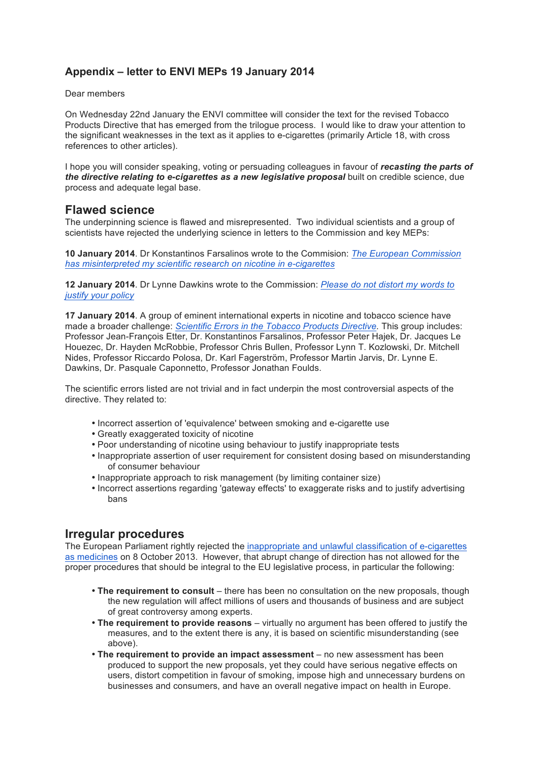## Appendix – letter to ENVI MEPs 19 January 2014

Dear members

On Wednesday 22nd January the ENVI committee will consider the text for the revised Tobacco Products Directive that has emerged from the trilogue process. I would like to draw your attention to the significant weaknesses in the text as it applies to e-cigarettes (primarily Article 18, with cross references to other articles).

I hope you will consider speaking, voting or persuading colleagues in favour of ***recasting the parts of the directive relating to e-cigarettes as a new legislative proposal*** built on credible science, due process and adequate legal base.

## Flawed science

The underpinning science is flawed and misrepresented. Two individual scientists and a group of scientists have rejected the underlying science in letters to the Commission and key MEPs:

**10 January 2014**. Dr Konstantinos Farsalinos wrote to the Commision: *The European Commission has misinterpreted my scientific research on nicotine in e-cigarettes*

**12 January 2014**. Dr Lynne Dawkins wrote to the Commission: *Please do not distort my words to justify your policy*

**17 January 2014**. A group of eminent international experts in nicotine and tobacco science have made a broader challenge: *Scientific Errors in the Tobacco Products Directive*. This group includes: Professor Jean-François Etter, Dr. Konstantinos Farsalinos, Professor Peter Hajek, Dr. Jacques Le Houezec, Dr. Hayden McRobbie, Professor Chris Bullen, Professor Lynn T. Kozlowski, Dr. Mitchell Nides, Professor Riccardo Polosa, Dr. Karl Fagerström, Professor Martin Jarvis, Dr. Lynne E. Dawkins, Dr. Pasquale Caponnetto, Professor Jonathan Foulds.

The scientific errors listed are not trivial and in fact underpin the most controversial aspects of the directive. They related to:

- Incorrect assertion of 'equivalence' between smoking and e-cigarette use
- Greatly exaggerated toxicity of nicotine
- Poor understanding of nicotine using behaviour to justify inappropriate tests
- Inappropriate assertion of user requirement for consistent dosing based on misunderstanding of consumer behaviour
- Inappropriate approach to risk management (by limiting container size)
- Incorrect assertions regarding 'gateway effects' to exaggerate risks and to justify advertising bans

## Irregular procedures

The European Parliament rightly rejected the inappropriate and unlawful classification of e-cigarettes as medicines on 8 October 2013. However, that abrupt change of direction has not allowed for the proper procedures that should be integral to the EU legislative process, in particular the following:

- **The requirement to consult** – there has been no consultation on the new proposals, though the new regulation will affect millions of users and thousands of business and are subject of great controversy among experts.
- **The requirement to provide reasons** – virtually no argument has been offered to justify the measures, and to the extent there is any, it is based on scientific misunderstanding (see above).
- **The requirement to provide an impact assessment** – no new assessment has been produced to support the new proposals, yet they could have serious negative effects on users, distort competition in favour of smoking, impose high and unnecessary burdens on businesses and consumers, and have an overall negative impact on health in Europe.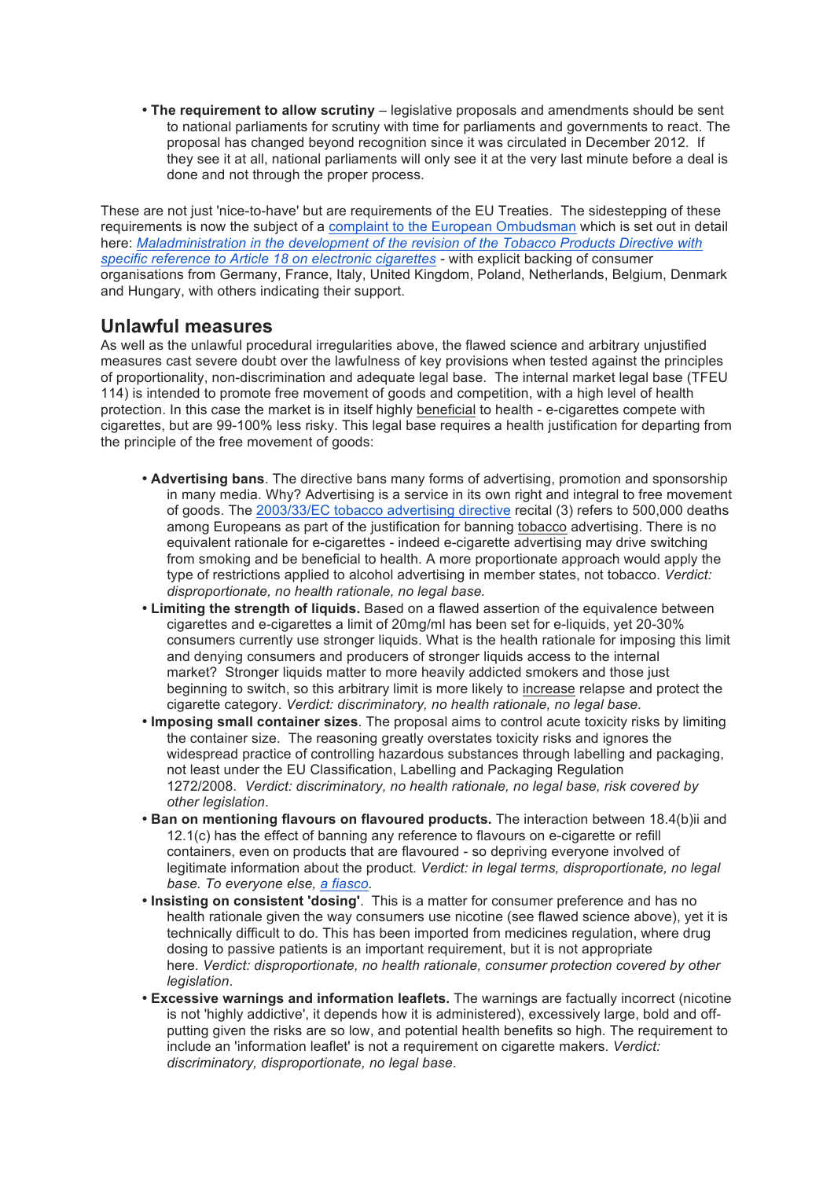- **The requirement to allow scrutiny** – legislative proposals and amendments should be sent to national parliaments for scrutiny with time for parliaments and governments to react. The proposal has changed beyond recognition since it was circulated in December 2012. If they see it at all, national parliaments will only see it at the very last minute before a deal is done and not through the proper process.

These are not just 'nice-to-have' but are requirements of the EU Treaties. The sidestepping of these requirements is now the subject of a complaint to the European Ombudsman which is set out in detail here: *Maladministration in the development of the revision of the Tobacco Products Directive with specific reference to Article 18 on electronic cigarettes* - with explicit backing of consumer organisations from Germany, France, Italy, United Kingdom, Poland, Netherlands, Belgium, Denmark and Hungary, with others indicating their support.

## Unlawful measures

As well as the unlawful procedural irregularities above, the flawed science and arbitrary unjustified measures cast severe doubt over the lawfulness of key provisions when tested against the principles of proportionality, non-discrimination and adequate legal base. The internal market legal base (TFEU 114) is intended to promote free movement of goods and competition, with a high level of health protection. In this case the market is in itself highly beneficial to health - e-cigarettes compete with cigarettes, but are 99-100% less risky. This legal base requires a health justification for departing from the principle of the free movement of goods:

- **Advertising bans**. The directive bans many forms of advertising, promotion and sponsorship in many media. Why? Advertising is a service in its own right and integral to free movement of goods. The 2003/33/EC tobacco advertising directive recital (3) refers to 500,000 deaths among Europeans as part of the justification for banning tobacco advertising. There is no equivalent rationale for e-cigarettes - indeed e-cigarette advertising may drive switching from smoking and be beneficial to health. A more proportionate approach would apply the type of restrictions applied to alcohol advertising in member states, not tobacco. *Verdict: disproportionate, no health rationale, no legal base.*
- **Limiting the strength of liquids.** Based on a flawed assertion of the equivalence between cigarettes and e-cigarettes a limit of 20mg/ml has been set for e-liquids, yet 20-30% consumers currently use stronger liquids. What is the health rationale for imposing this limit and denying consumers and producers of stronger liquids access to the internal market? Stronger liquids matter to more heavily addicted smokers and those just beginning to switch, so this arbitrary limit is more likely to increase relapse and protect the cigarette category. *Verdict: discriminatory, no health rationale, no legal base.*
- **Imposing small container sizes**. The proposal aims to control acute toxicity risks by limiting the container size. The reasoning greatly overstates toxicity risks and ignores the widespread practice of controlling hazardous substances through labelling and packaging, not least under the EU Classification, Labelling and Packaging Regulation 1272/2008. *Verdict: discriminatory, no health rationale, no legal base, risk covered by other legislation*.
- **Ban on mentioning flavours on flavoured products.** The interaction between 18.4(b)ii and 12.1(c) has the effect of banning any reference to flavours on e-cigarette or refill containers, even on products that are flavoured - so depriving everyone involved of legitimate information about the product. *Verdict: in legal terms, disproportionate, no legal base. To everyone else, a fiasco.*
- **Insisting on consistent 'dosing'**. This is a matter for consumer preference and has no health rationale given the way consumers use nicotine (see flawed science above), yet it is technically difficult to do. This has been imported from medicines regulation, where drug dosing to passive patients is an important requirement, but it is not appropriate here. *Verdict: disproportionate, no health rationale, consumer protection covered by other legislation*.
- **Excessive warnings and information leaflets.** The warnings are factually incorrect (nicotine is not 'highly addictive', it depends how it is administered), excessively large, bold and off-putting given the risks are so low, and potential health benefits so high. The requirement to include an 'information leaflet' is not a requirement on cigarette makers. *Verdict: discriminatory, disproportionate, no legal base*.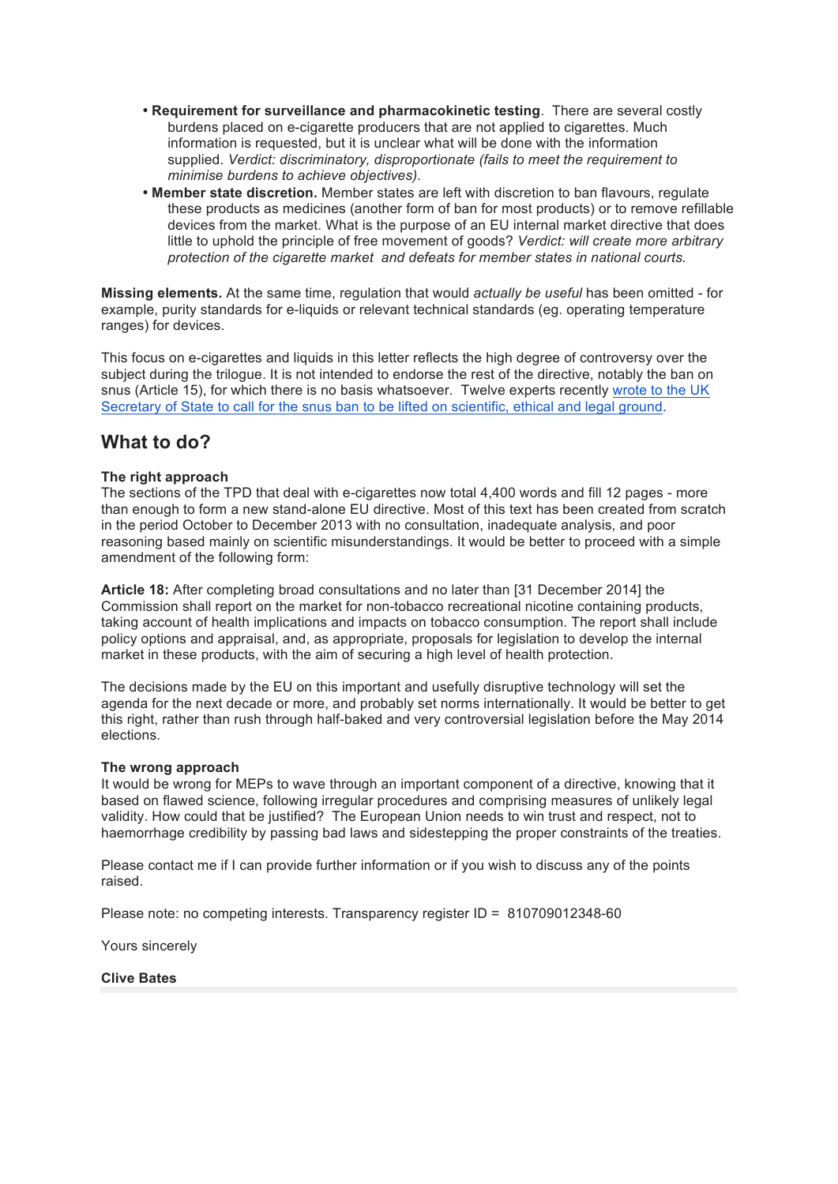- **Requirement for surveillance and pharmacokinetic testing**. There are several costly burdens placed on e-cigarette producers that are not applied to cigarettes. Much information is requested, but it is unclear what will be done with the information supplied. *Verdict: discriminatory, disproportionate (fails to meet the requirement to minimise burdens to achieve objectives).*
- **Member state discretion.** Member states are left with discretion to ban flavours, regulate these products as medicines (another form of ban for most products) or to remove refillable devices from the market. What is the purpose of an EU internal market directive that does little to uphold the principle of free movement of goods? *Verdict: will create more arbitrary protection of the cigarette market and defeats for member states in national courts.*

**Missing elements.** At the same time, regulation that would *actually be useful* has been omitted - for example, purity standards for e-liquids or relevant technical standards (eg. operating temperature ranges) for devices.

This focus on e-cigarettes and liquids in this letter reflects the high degree of controversy over the subject during the trilogue. It is not intended to endorse the rest of the directive, notably the ban on snus (Article 15), for which there is no basis whatsoever. Twelve experts recently wrote to the UK Secretary of State to call for the snus ban to be lifted on scientific, ethical and legal ground.

## What to do?

**The right approach**
The sections of the TPD that deal with e-cigarettes now total 4,400 words and fill 12 pages - more than enough to form a new stand-alone EU directive. Most of this text has been created from scratch in the period October to December 2013 with no consultation, inadequate analysis, and poor reasoning based mainly on scientific misunderstandings. It would be better to proceed with a simple amendment of the following form:

**Article 18:** After completing broad consultations and no later than [31 December 2014] the Commission shall report on the market for non-tobacco recreational nicotine containing products, taking account of health implications and impacts on tobacco consumption. The report shall include policy options and appraisal, and, as appropriate, proposals for legislation to develop the internal market in these products, with the aim of securing a high level of health protection.

The decisions made by the EU on this important and usefully disruptive technology will set the agenda for the next decade or more, and probably set norms internationally. It would be better to get this right, rather than rush through half-baked and very controversial legislation before the May 2014 elections.

**The wrong approach**
It would be wrong for MEPs to wave through an important component of a directive, knowing that it based on flawed science, following irregular procedures and comprising measures of unlikely legal validity. How could that be justified? The European Union needs to win trust and respect, not to haemorrhage credibility by passing bad laws and sidestepping the proper constraints of the treaties.

Please contact me if I can provide further information or if you wish to discuss any of the points raised.

Please note: no competing interests. Transparency register ID = 810709012348-60

Yours sincerely

**Clive Bates**